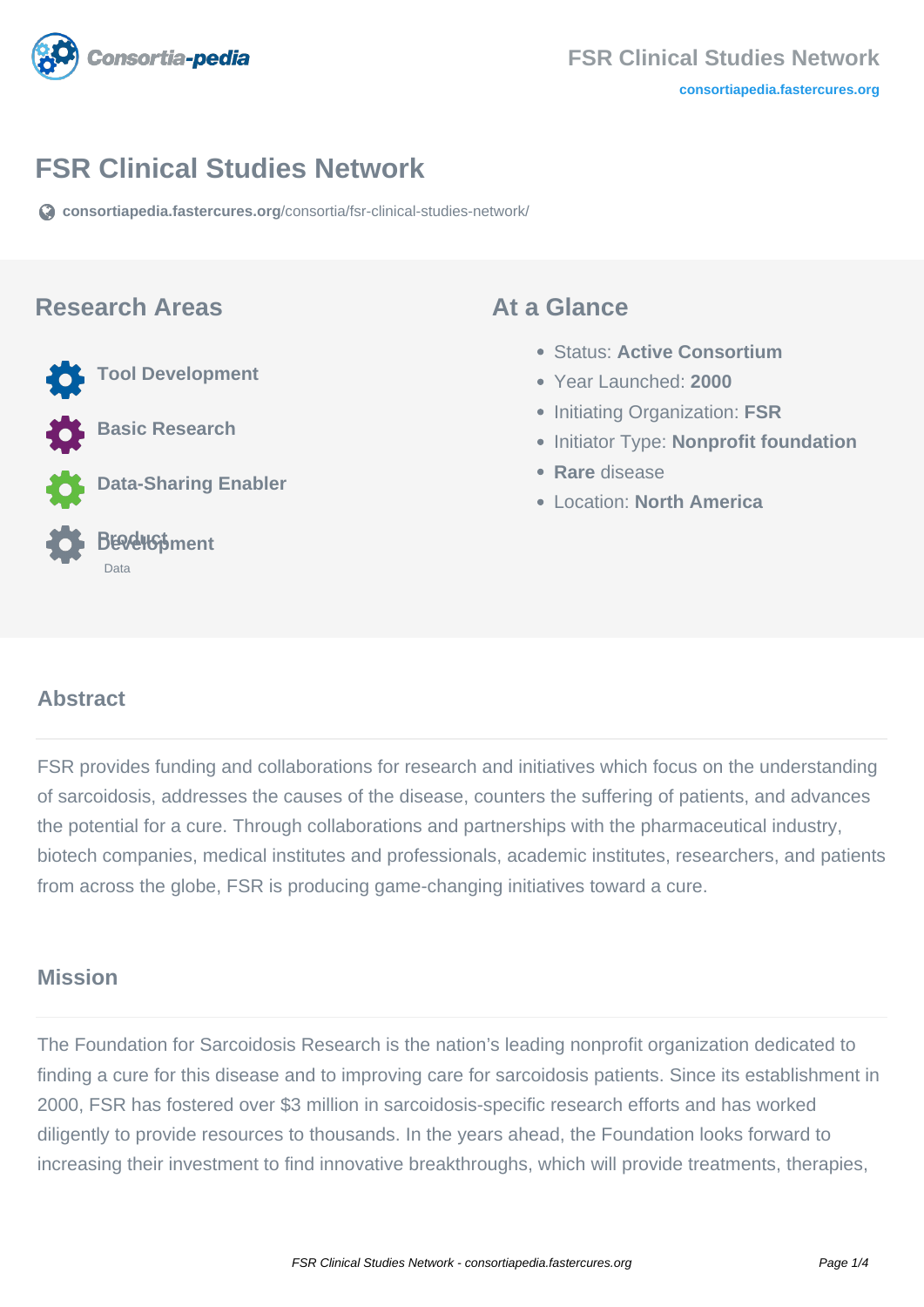# FSR Clinical Studies Network

consortiapedia.fastercures.org/consortia/fsr-clinical-studies-network/

## Research Areas

- Tool Development
- Basic Research
- Data-Sharing Enabler
- Product Development
  Data

## At a Glance

- Status: **Active Consortium**
- Year Launched: **2000**
- Initiating Organization: **FSR**
- Initiator Type: **Nonprofit foundation**
- **Rare** disease
- Location: **North America**

## Abstract

FSR provides funding and collaborations for research and initiatives which focus on the understanding of sarcoidosis, addresses the causes of the disease, counters the suffering of patients, and advances the potential for a cure. Through collaborations and partnerships with the pharmaceutical industry, biotech companies, medical institutes and professionals, academic institutes, researchers, and patients from across the globe, FSR is producing game-changing initiatives toward a cure.

## Mission

The Foundation for Sarcoidosis Research is the nation's leading nonprofit organization dedicated to finding a cure for this disease and to improving care for sarcoidosis patients. Since its establishment in 2000, FSR has fostered over $3 million in sarcoidosis-specific research efforts and has worked diligently to provide resources to thousands. In the years ahead, the Foundation looks forward to increasing their investment to find innovative breakthroughs, which will provide treatments, therapies,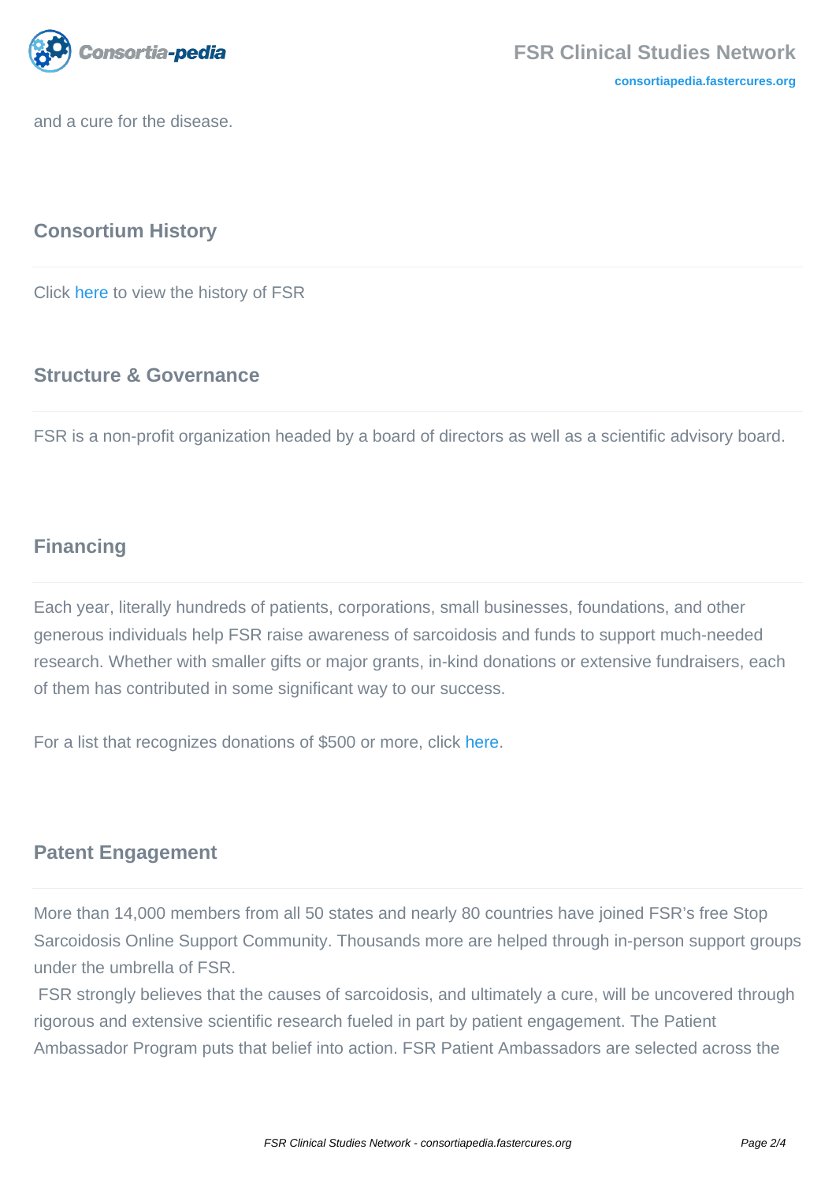and a cure for the disease.

## Consortium History

Click here to view the history of FSR

## Structure & Governance

FSR is a non-profit organization headed by a board of directors as well as a scientific advisory board.

## Financing

Each year, literally hundreds of patients, corporations, small businesses, foundations, and other generous individuals help FSR raise awareness of sarcoidosis and funds to support much-needed research. Whether with smaller gifts or major grants, in-kind donations or extensive fundraisers, each of them has contributed in some significant way to our success.

For a list that recognizes donations of $500 or more, click here.

## Patent Engagement

More than 14,000 members from all 50 states and nearly 80 countries have joined FSR's free Stop Sarcoidosis Online Support Community. Thousands more are helped through in-person support groups under the umbrella of FSR.

FSR strongly believes that the causes of sarcoidosis, and ultimately a cure, will be uncovered through rigorous and extensive scientific research fueled in part by patient engagement. The Patient Ambassador Program puts that belief into action. FSR Patient Ambassadors are selected across the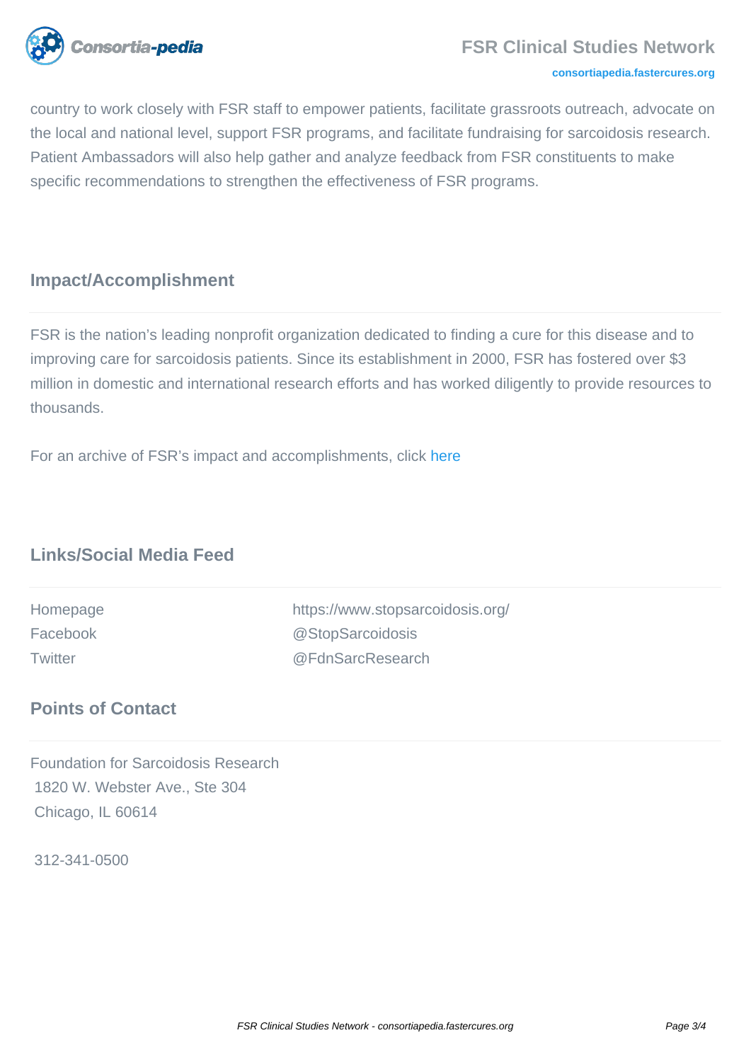country to work closely with FSR staff to empower patients, facilitate grassroots outreach, advocate on the local and national level, support FSR programs, and facilitate fundraising for sarcoidosis research. Patient Ambassadors will also help gather and analyze feedback from FSR constituents to make specific recommendations to strengthen the effectiveness of FSR programs.

## Impact/Accomplishment

FSR is the nation's leading nonprofit organization dedicated to finding a cure for this disease and to improving care for sarcoidosis patients. Since its establishment in 2000, FSR has fostered over $3 million in domestic and international research efforts and has worked diligently to provide resources to thousands.

For an archive of FSR's impact and accomplishments, click here

## Links/Social Media Feed

| | |
|---|---|
| Homepage | https://www.stopsarcoidosis.org/ |
| Facebook | @StopSarcoidosis |
| Twitter | @FdnSarcResearch |

## Points of Contact

Foundation for Sarcoidosis Research
1820 W. Webster Ave., Ste 304
Chicago, IL 60614

312-341-0500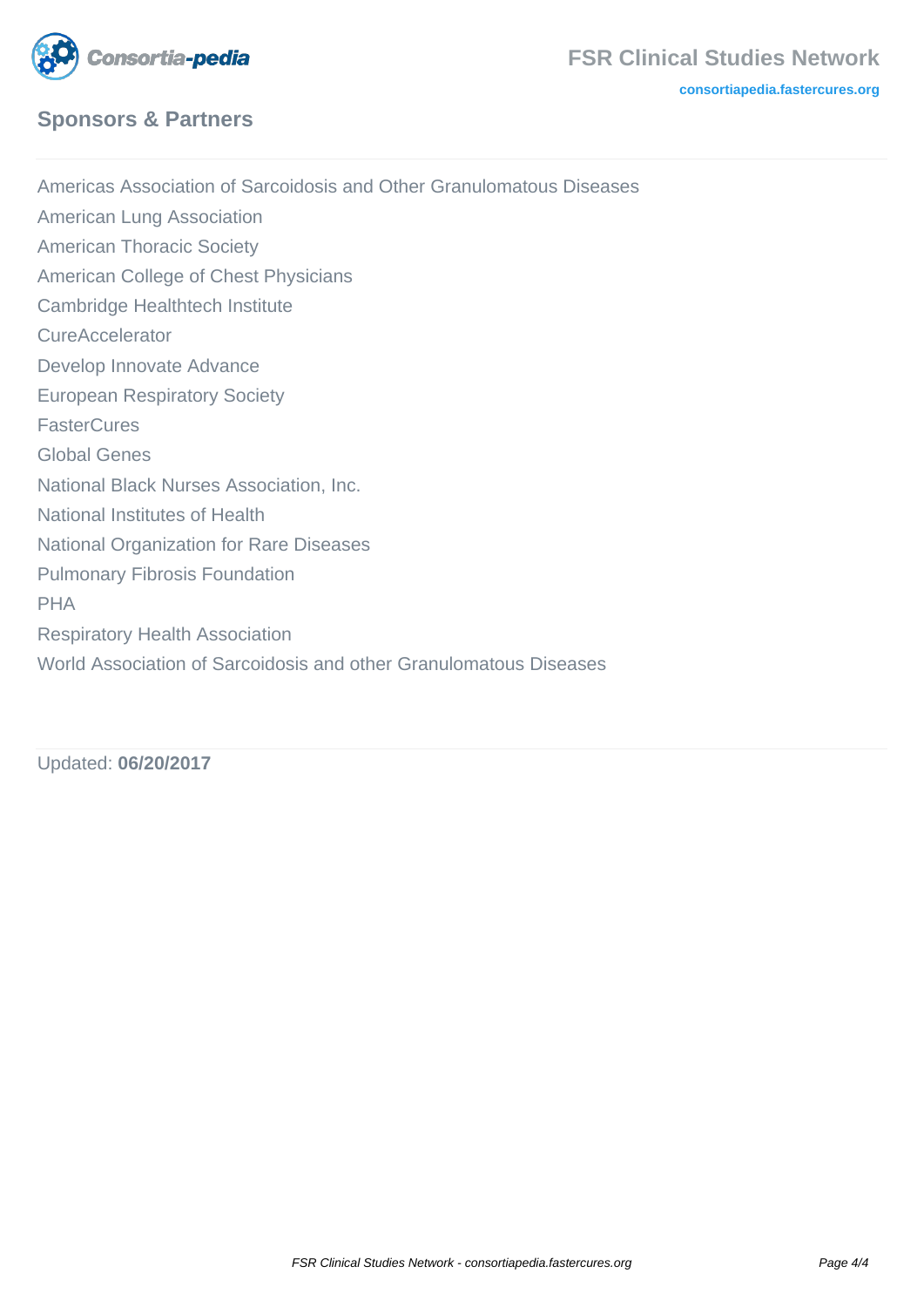## Sponsors & Partners

Americas Association of Sarcoidosis and Other Granulomatous Diseases

American Lung Association

American Thoracic Society

American College of Chest Physicians

Cambridge Healthtech Institute

CureAccelerator

Develop Innovate Advance

European Respiratory Society

FasterCures

Global Genes

National Black Nurses Association, Inc.

National Institutes of Health

National Organization for Rare Diseases

Pulmonary Fibrosis Foundation

PHA

Respiratory Health Association

World Association of Sarcoidosis and other Granulomatous Diseases

Updated: **06/20/2017**